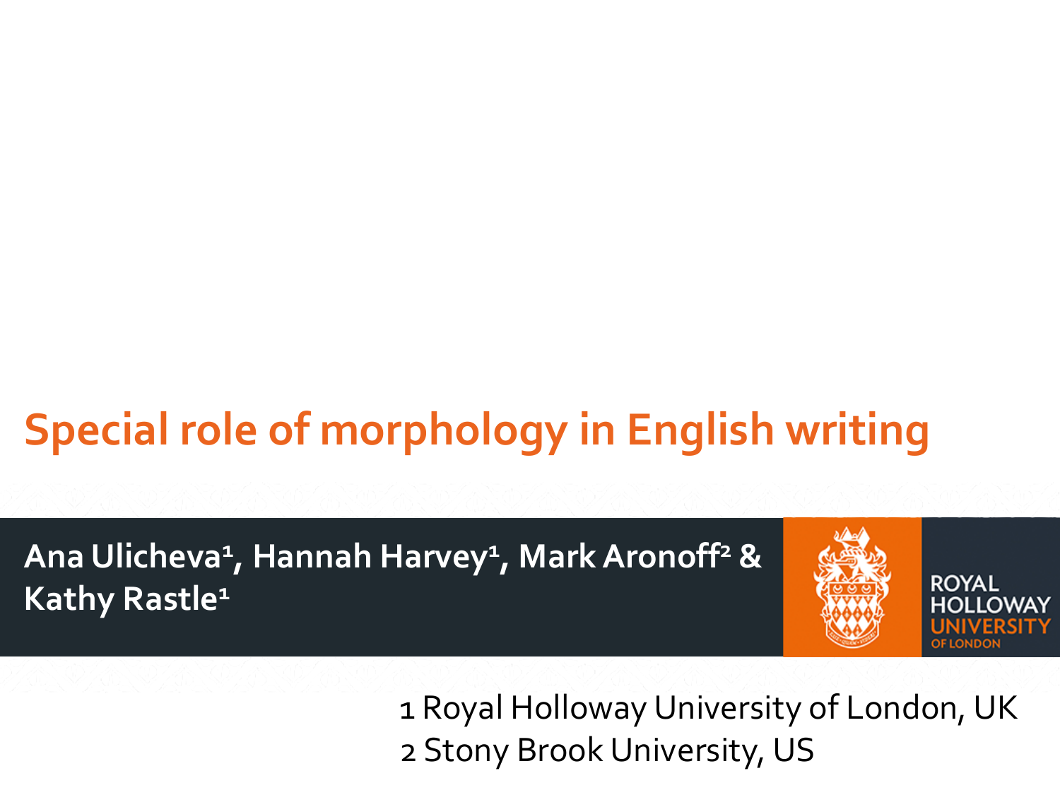# Special role of morphology in English writing

**Ana Ulicheva[1], Hannah Harvey[1], Mark Aronoff[2] & Kathy Rastle[1]**

ROYAL HOLLOWAY UNIVERSITY OF LONDON

1 Royal Holloway University of London, UK
2 Stony Brook University, US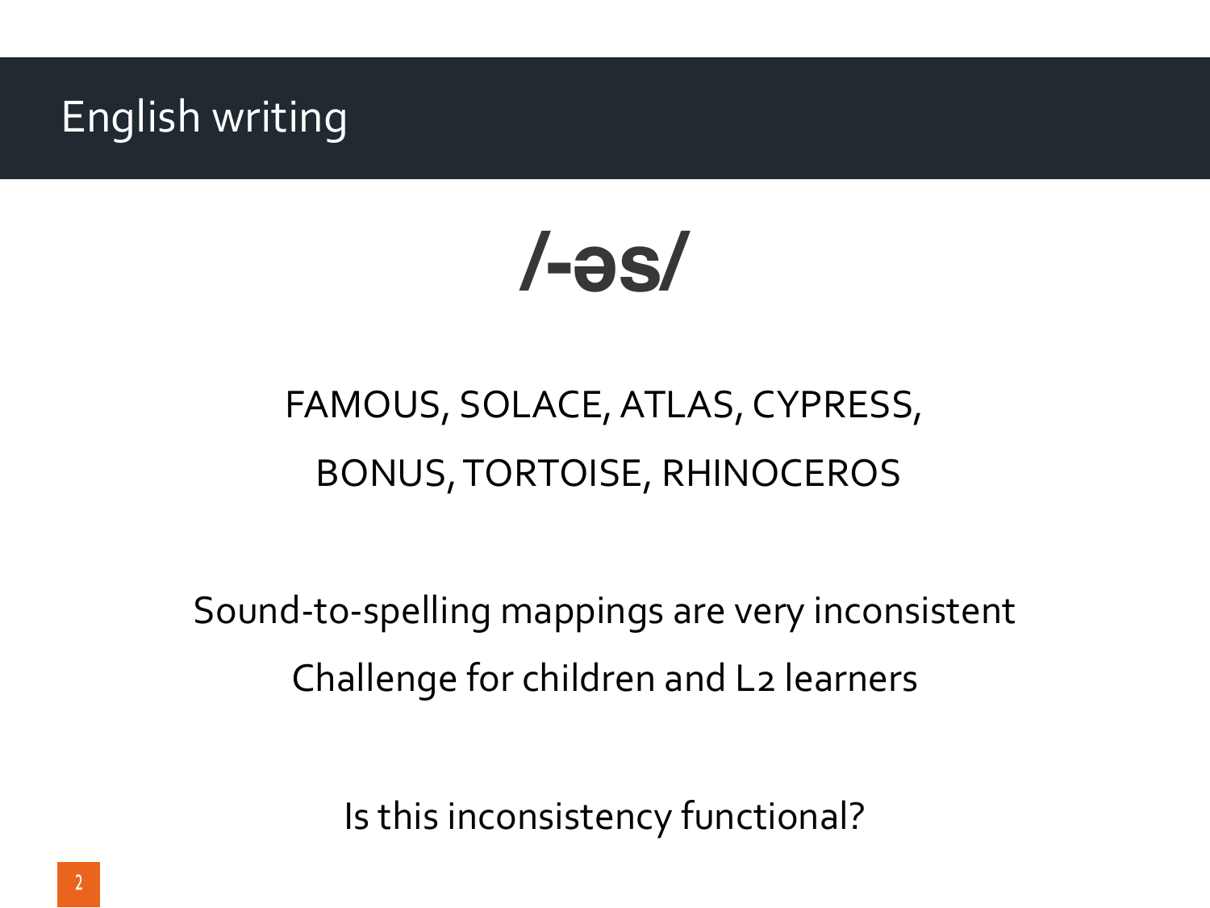# English writing

**/-əs/**

FAMOUS, SOLACE, ATLAS, CYPRESS,
BONUS, TORTOISE, RHINOCEROS

Sound-to-spelling mappings are very inconsistent

Challenge for children and L2 learners

Is this inconsistency functional?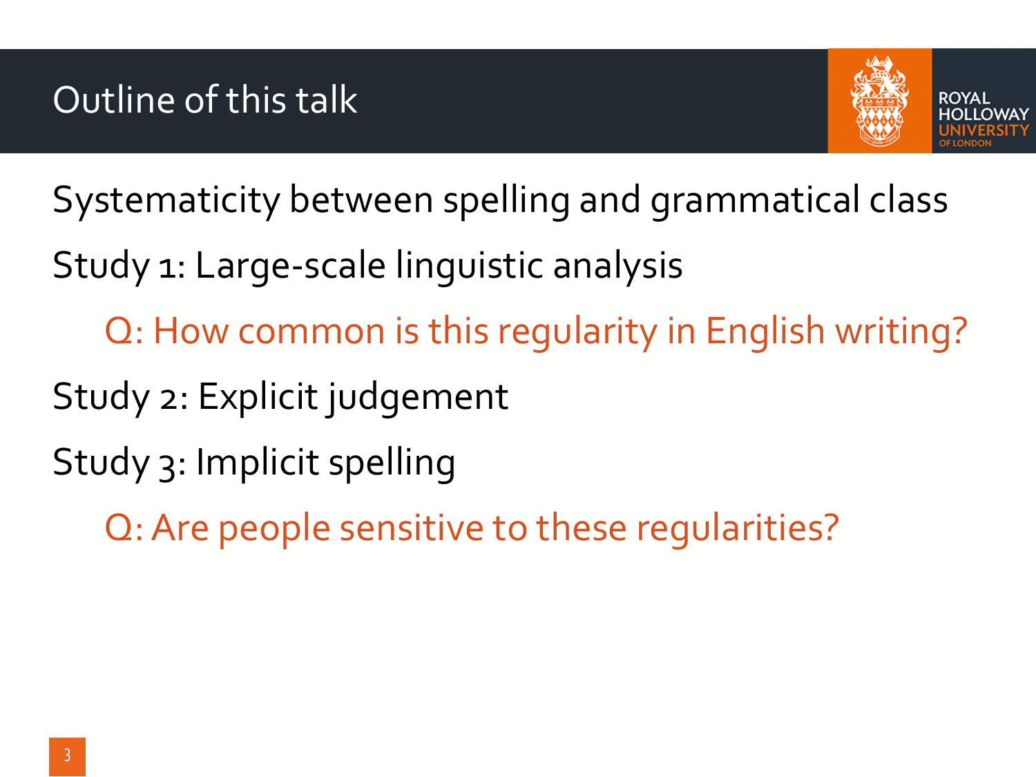# Outline of this talk

Systematicity between spelling and grammatical class

Study 1: Large-scale linguistic analysis

Q: How common is this regularity in English writing?

Study 2: Explicit judgement

Study 3: Implicit spelling

Q: Are people sensitive to these regularities?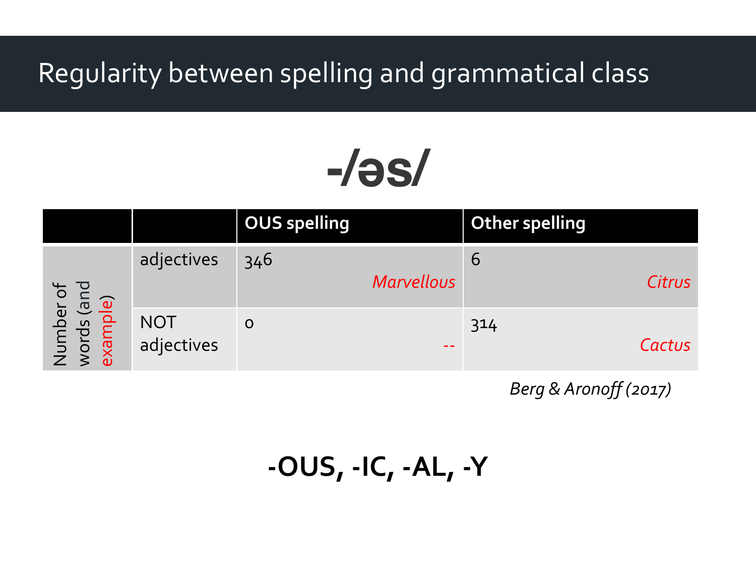# Regularity between spelling and grammatical class

## -/əs/

| | | OUS spelling | Other spelling |
|---|---|---|---|
| Number of words (and example) | adjectives | 346 *Marvellous* | 6 *Citrus* |
| | NOT adjectives | 0 -- | 314 *Cactus* |

*Berg & Aronoff (2017)*

**-OUS, -IC, -AL, -Y**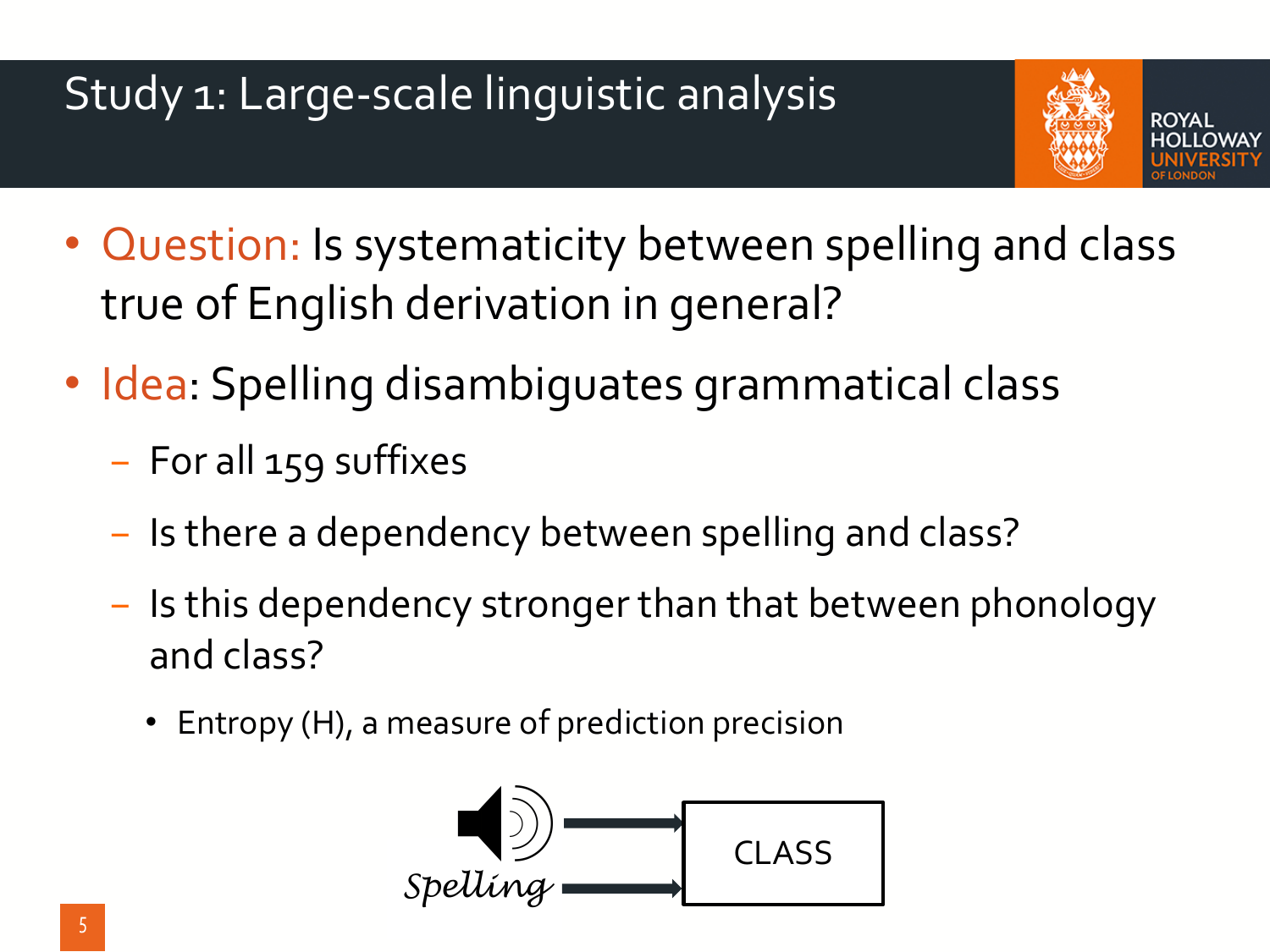# Study 1: Large-scale linguistic analysis

- Question: Is systematicity between spelling and class true of English derivation in general?
- Idea: Spelling disambiguates grammatical class
  - For all 159 suffixes
  - Is there a dependency between spelling and class?
  - Is this dependency stronger than that between phonology and class?
    - Entropy (H), a measure of prediction precision

*Spelling*

CLASS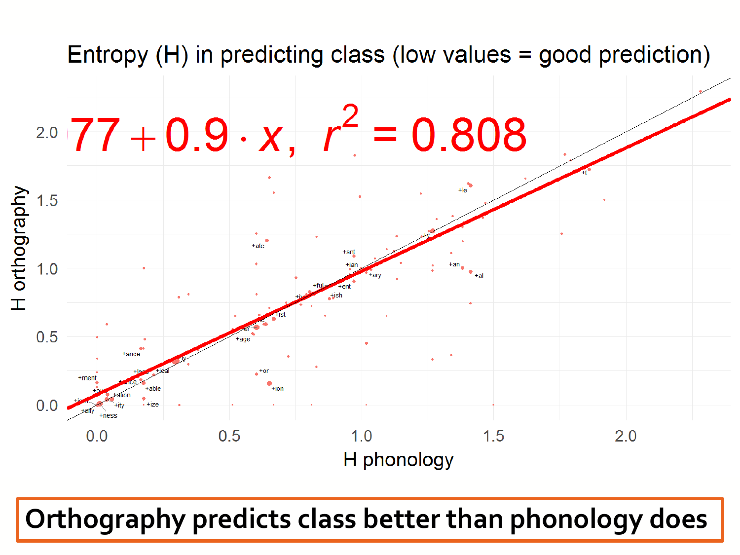## Entropy (H) in predicting class (low values = good prediction)

$77 + 0.9 \cdot x, \; r^2 = 0.808$

H orthography vs. H phonology

**Orthography predicts class better than phonology does**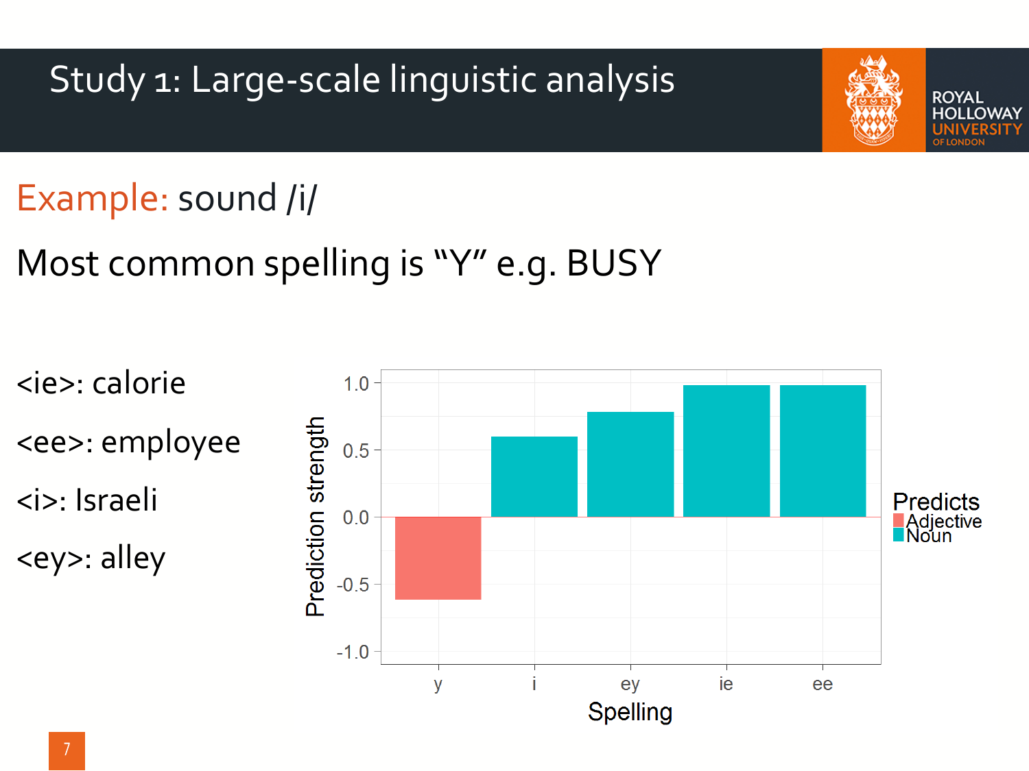# Study 1: Large-scale linguistic analysis

Example: sound /i/

Most common spelling is "Y" e.g. BUSY

<ie>: calorie

<ee>: employee

<i>: Israeli

<ey>: alley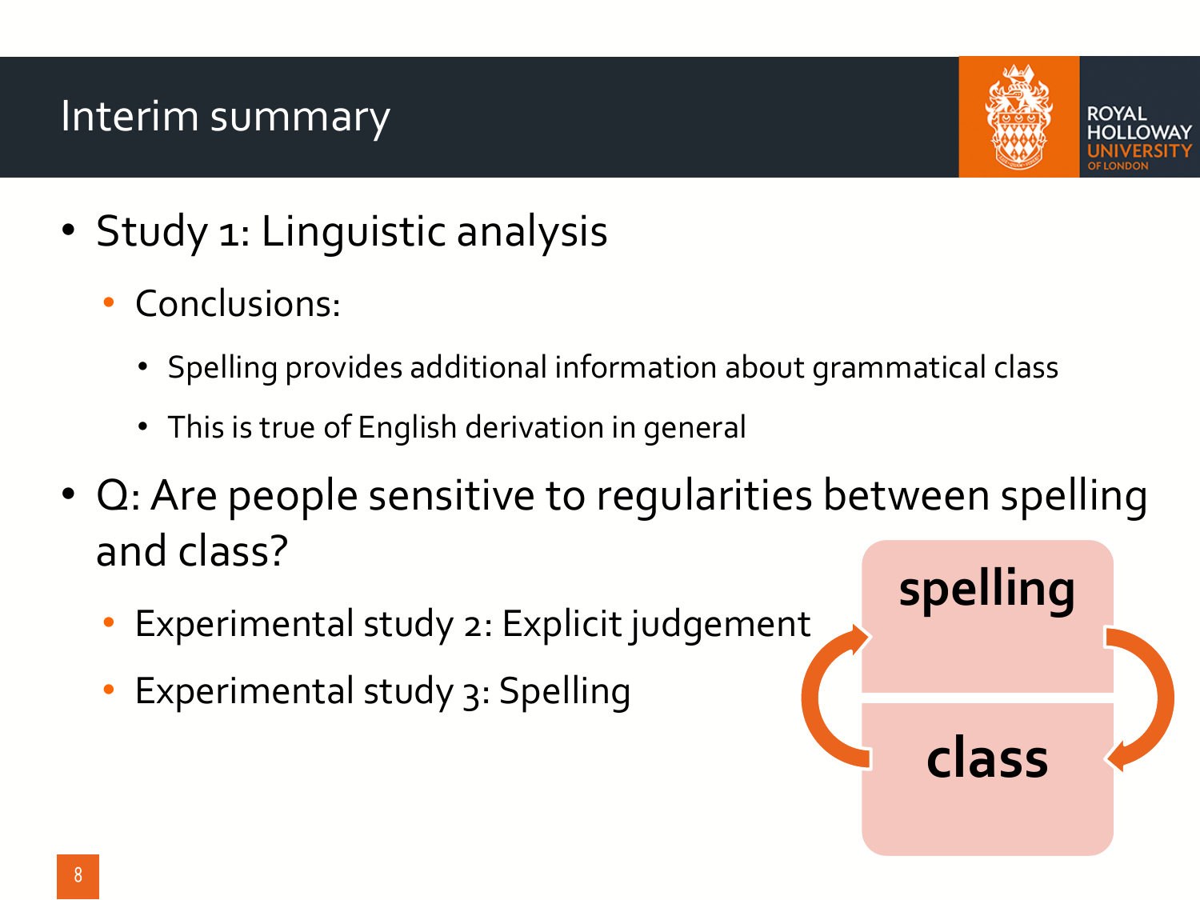# Interim summary

- Study 1: Linguistic analysis
  - Conclusions:
    - Spelling provides additional information about grammatical class
    - This is true of English derivation in general
- Q: Are people sensitive to regularities between spelling and class?
  - Experimental study 2: Explicit judgement
  - Experimental study 3: Spelling

**spelling**

**class**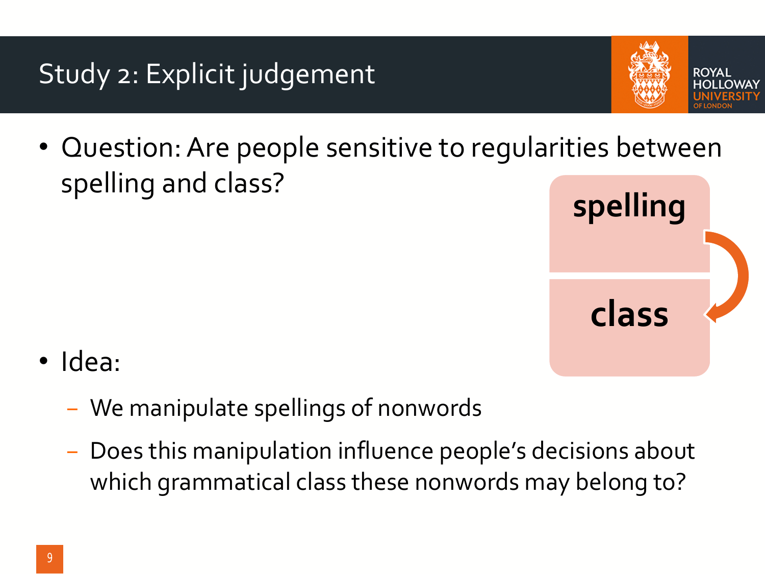# Study 2: Explicit judgement

- Question: Are people sensitive to regularities between spelling and class?

spelling → class

- Idea:
  - We manipulate spellings of nonwords
  - Does this manipulation influence people's decisions about which grammatical class these nonwords may belong to?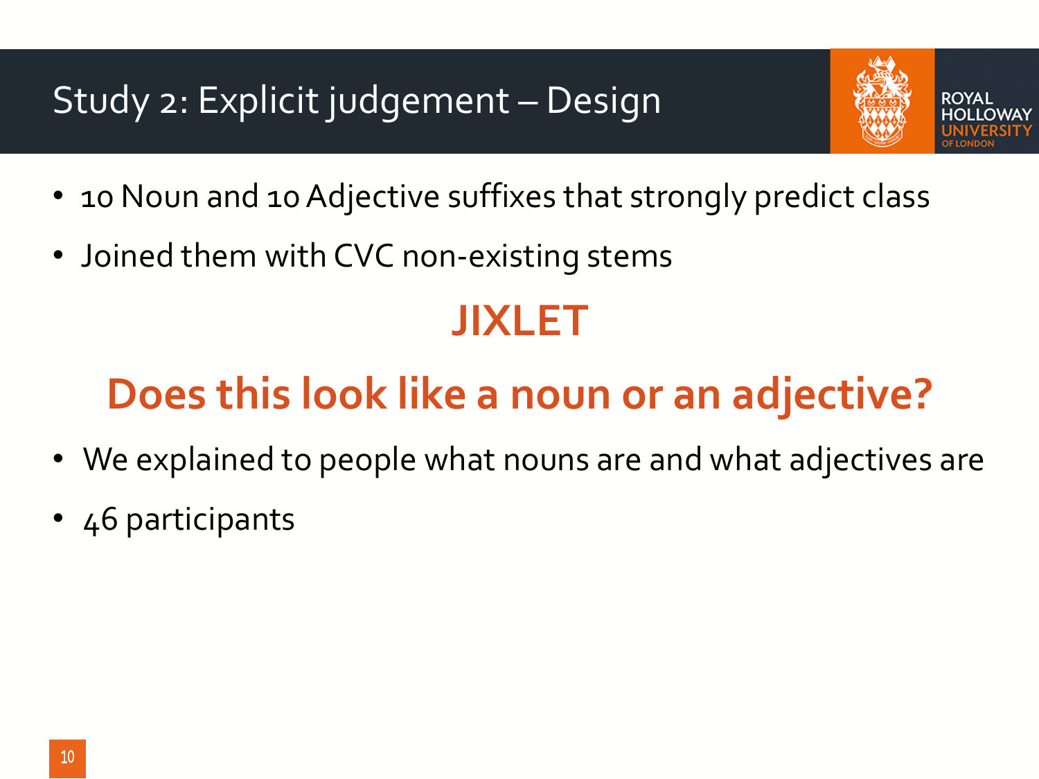# Study 2: Explicit judgement – Design

- 10 Noun and 10 Adjective suffixes that strongly predict class
- Joined them with CVC non-existing stems

**JIXLET**

**Does this look like a noun or an adjective?**

- We explained to people what nouns are and what adjectives are
- 46 participants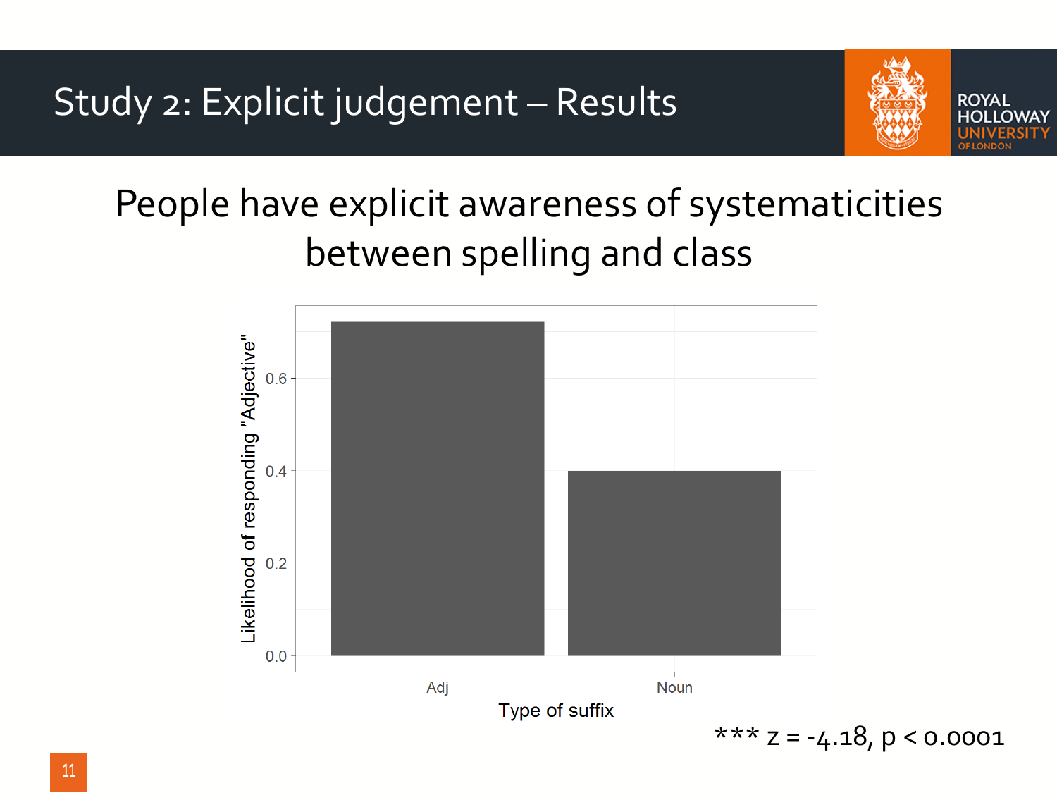# Study 2: Explicit judgement – Results

People have explicit awareness of systematicities between spelling and class

Likelihood of responding "Adjective"

| Type of suffix | Likelihood of responding "Adjective" |
|---|---|
| Adj | ~0.72 |
| Noun | ~0.40 |

*** $z = -4.18$, $p < 0.0001$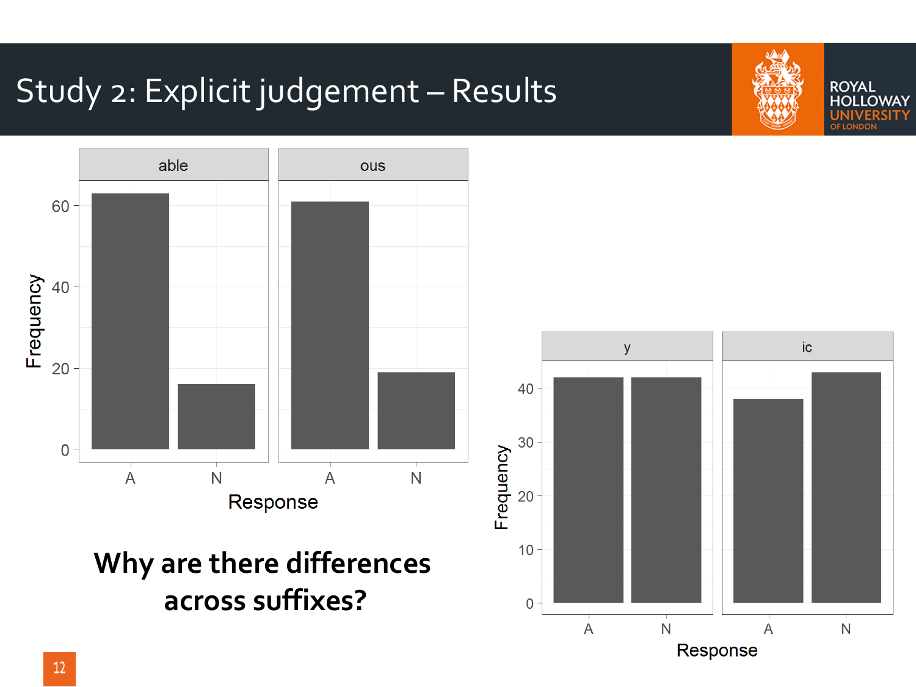# Study 2: Explicit judgement – Results

**Why are there differences across suffixes?**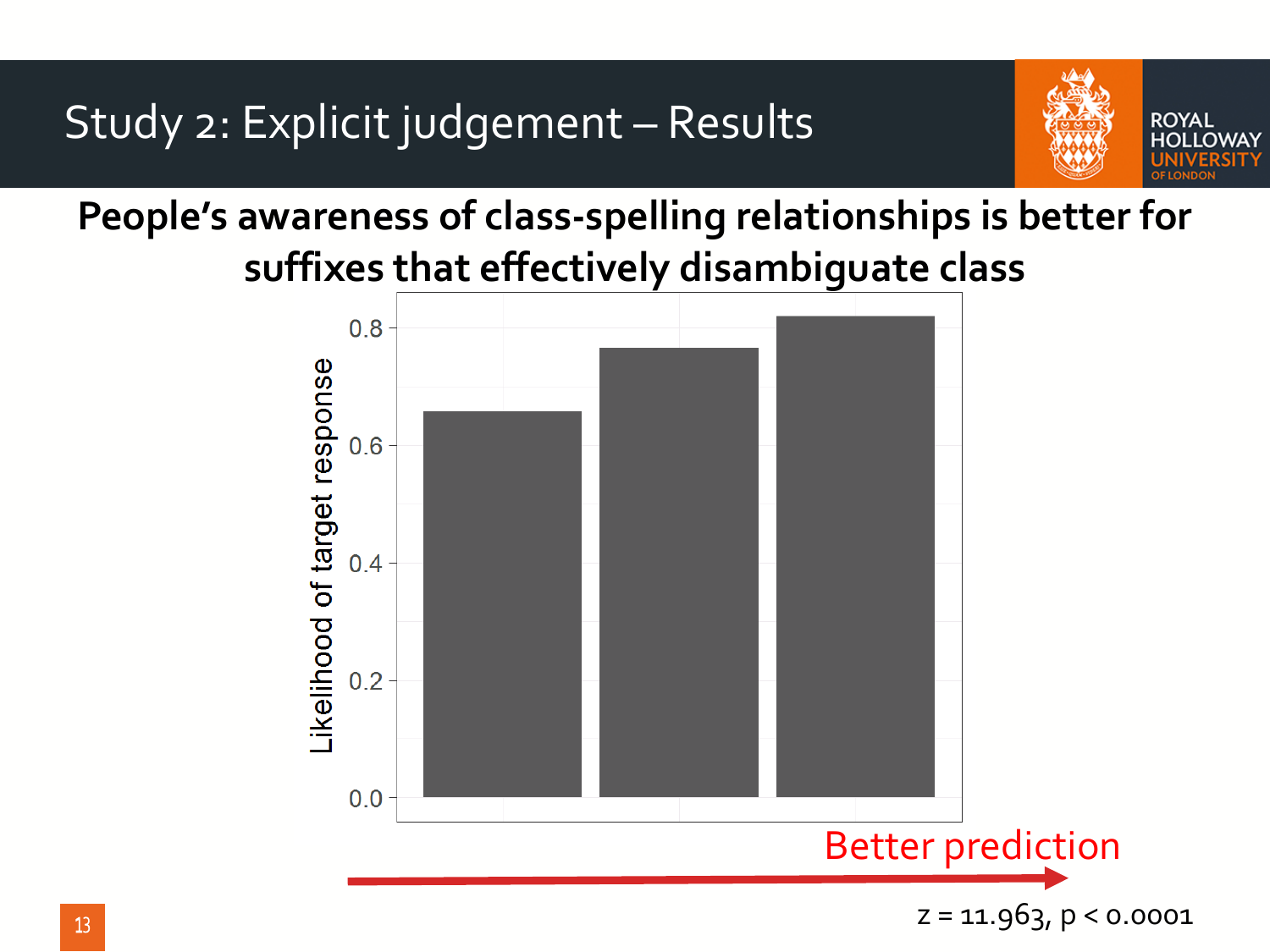# Study 2: Explicit judgement – Results

**People's awareness of class-spelling relationships is better for suffixes that effectively disambiguate class**

Likelihood of target response

0.8
0.6
0.4
0.2
0.0

Better prediction

$z = 11.963$, $p < 0.0001$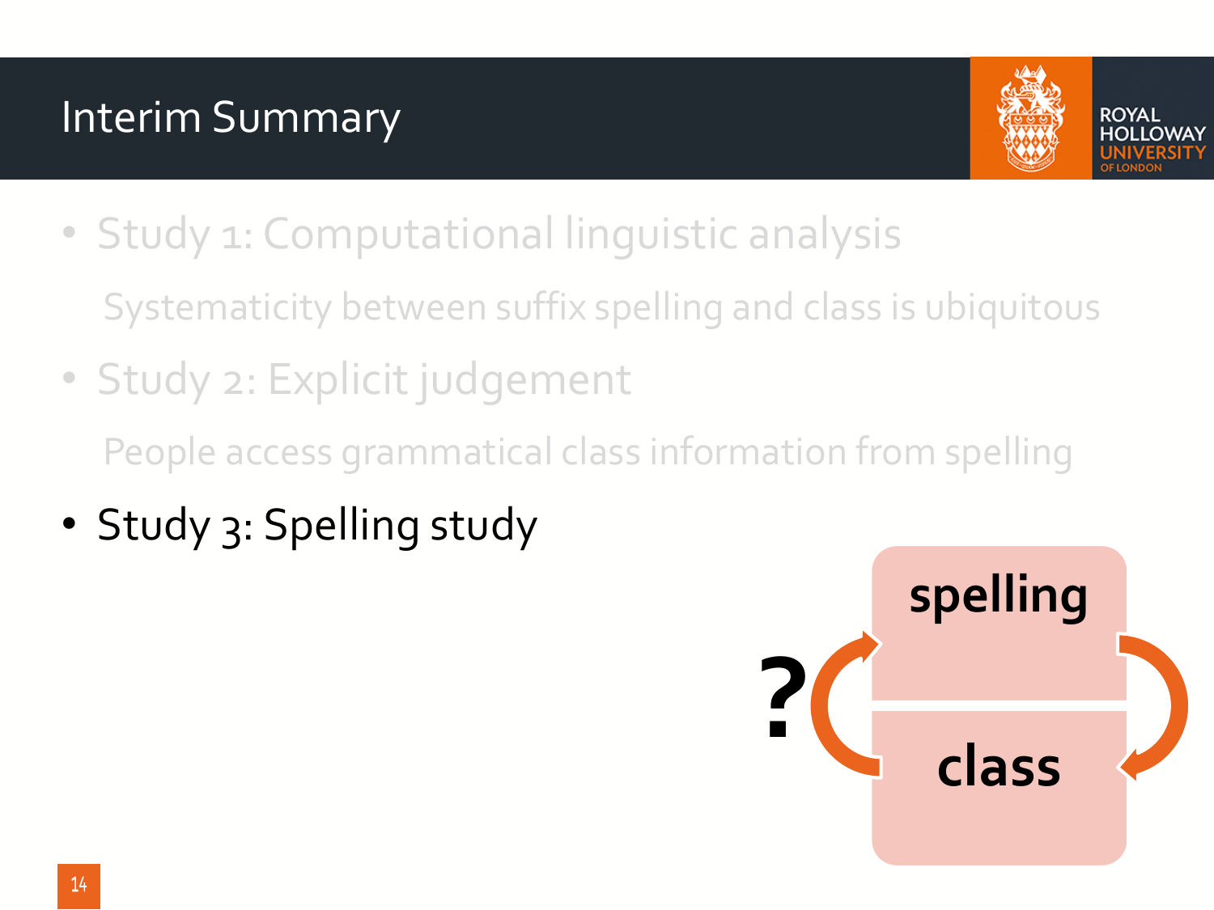# Interim Summary

- Study 1: Computational linguistic analysis

  Systematicity between suffix spelling and class is ubiquitous

- Study 2: Explicit judgement

  People access grammatical class information from spelling

- Study 3: Spelling study

spelling

?

class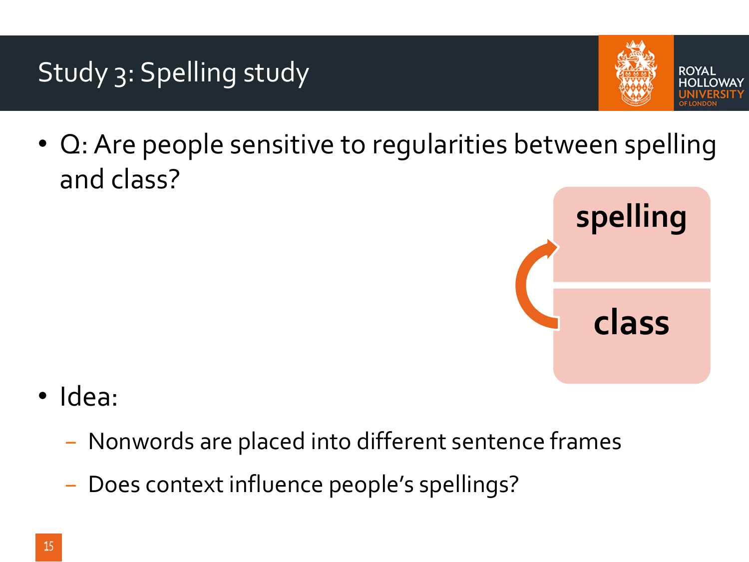# Study 3: Spelling study

- Q: Are people sensitive to regularities between spelling and class?

spelling

class

- Idea:
  - Nonwords are placed into different sentence frames
  - Does context influence people's spellings?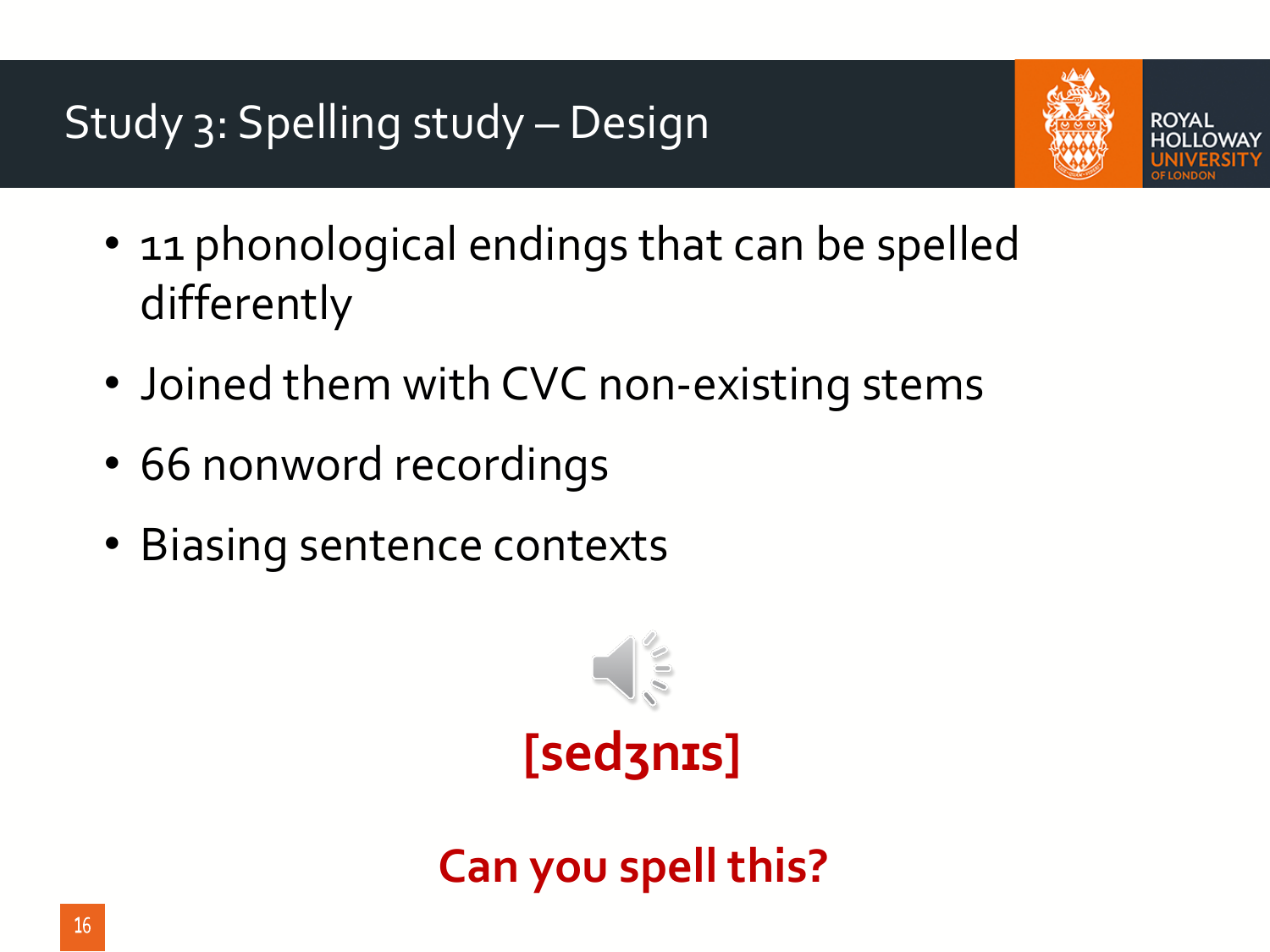# Study 3: Spelling study – Design

- 11 phonological endings that can be spelled differently
- Joined them with CVC non-existing stems
- 66 nonword recordings
- Biasing sentence contexts

**[sedʒnɪs]**

**Can you spell this?**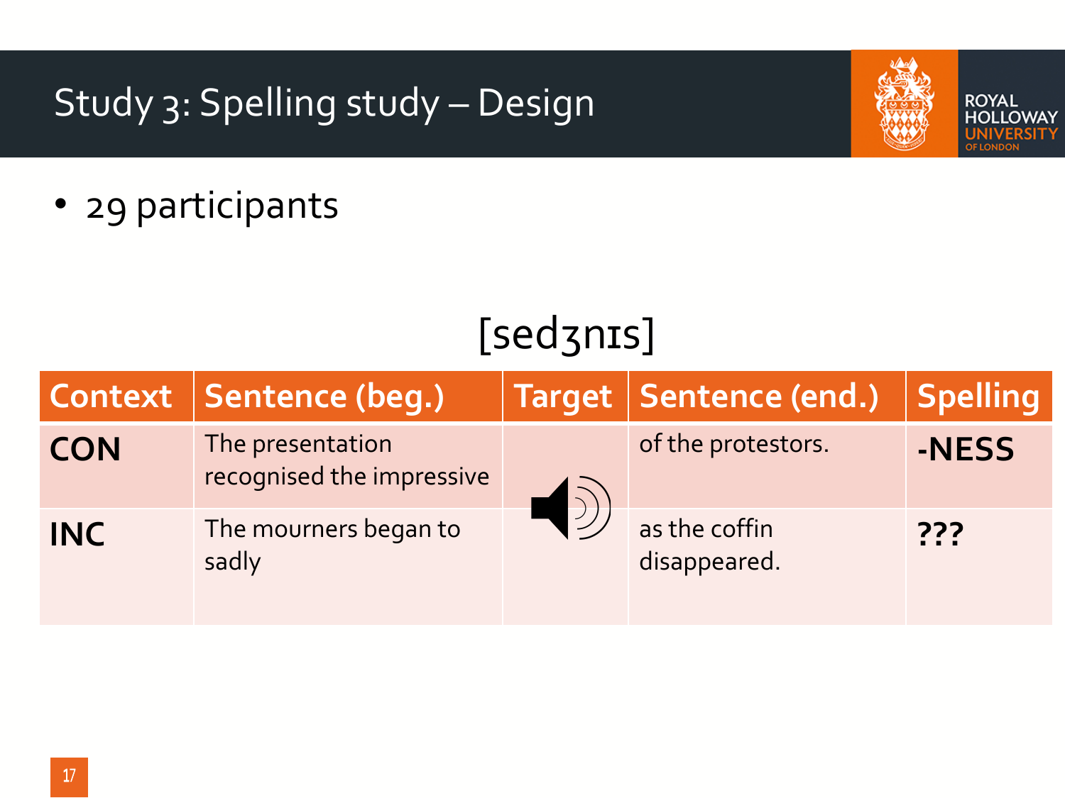# Study 3: Spelling study – Design

- 29 participants

[sedʒnɪs]

| Context | Sentence (beg.) | Target | Sentence (end.) | Spelling |
|---|---|---|---|---|
| **CON** | The presentation recognised the impressive | | of the protestors. | **-NESS** |
| **INC** | The mourners began to sadly | | as the coffin disappeared. | **???** |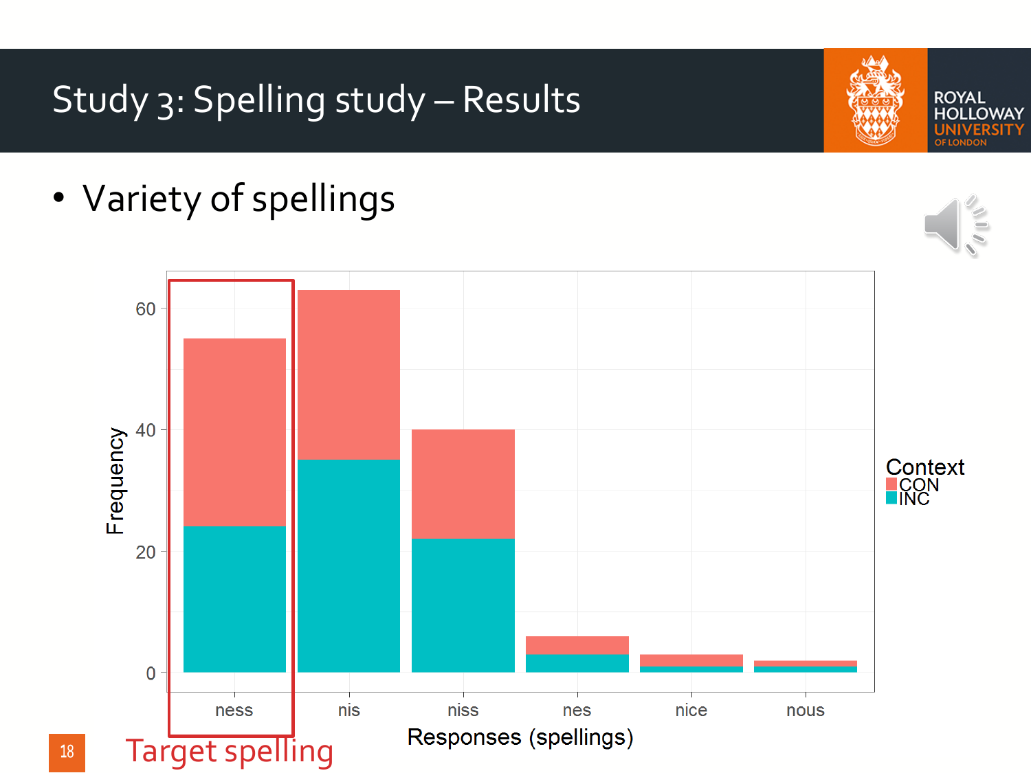# Study 3: Spelling study – Results

- Variety of spellings

Context: CON, INC

Frequency

Responses (spellings): ness, nis, niss, nes, nice, nous

Target spelling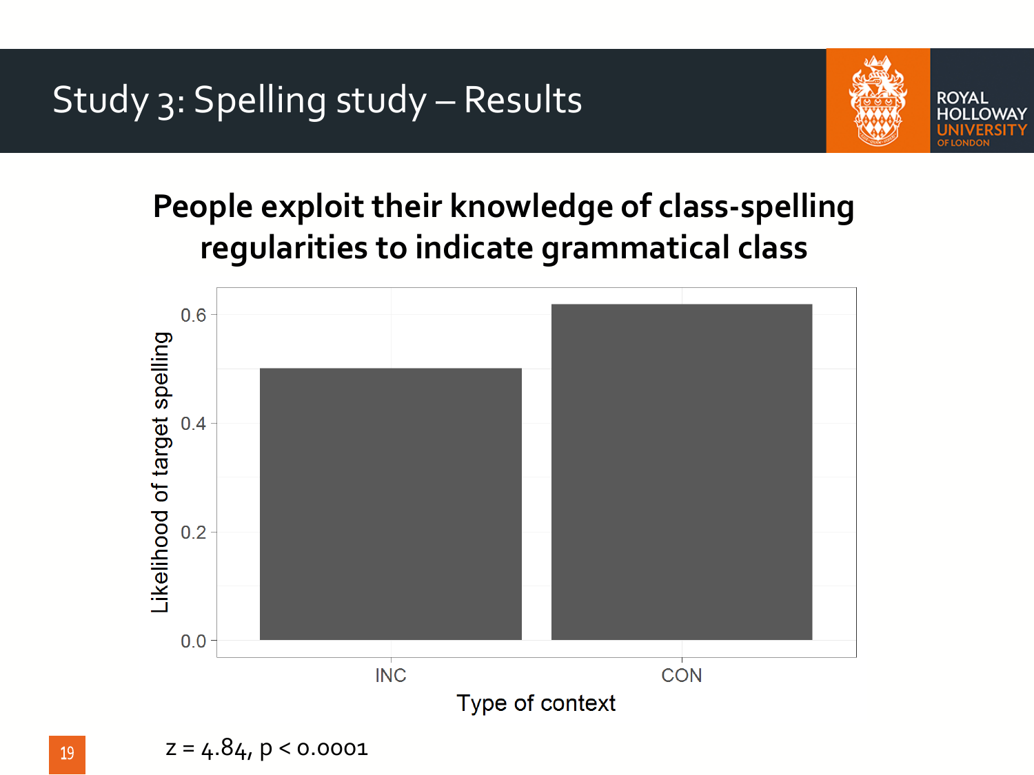# Study 3: Spelling study – Results

**People exploit their knowledge of class-spelling regularities to indicate grammatical class**

$z = 4.84$, $p < 0.0001$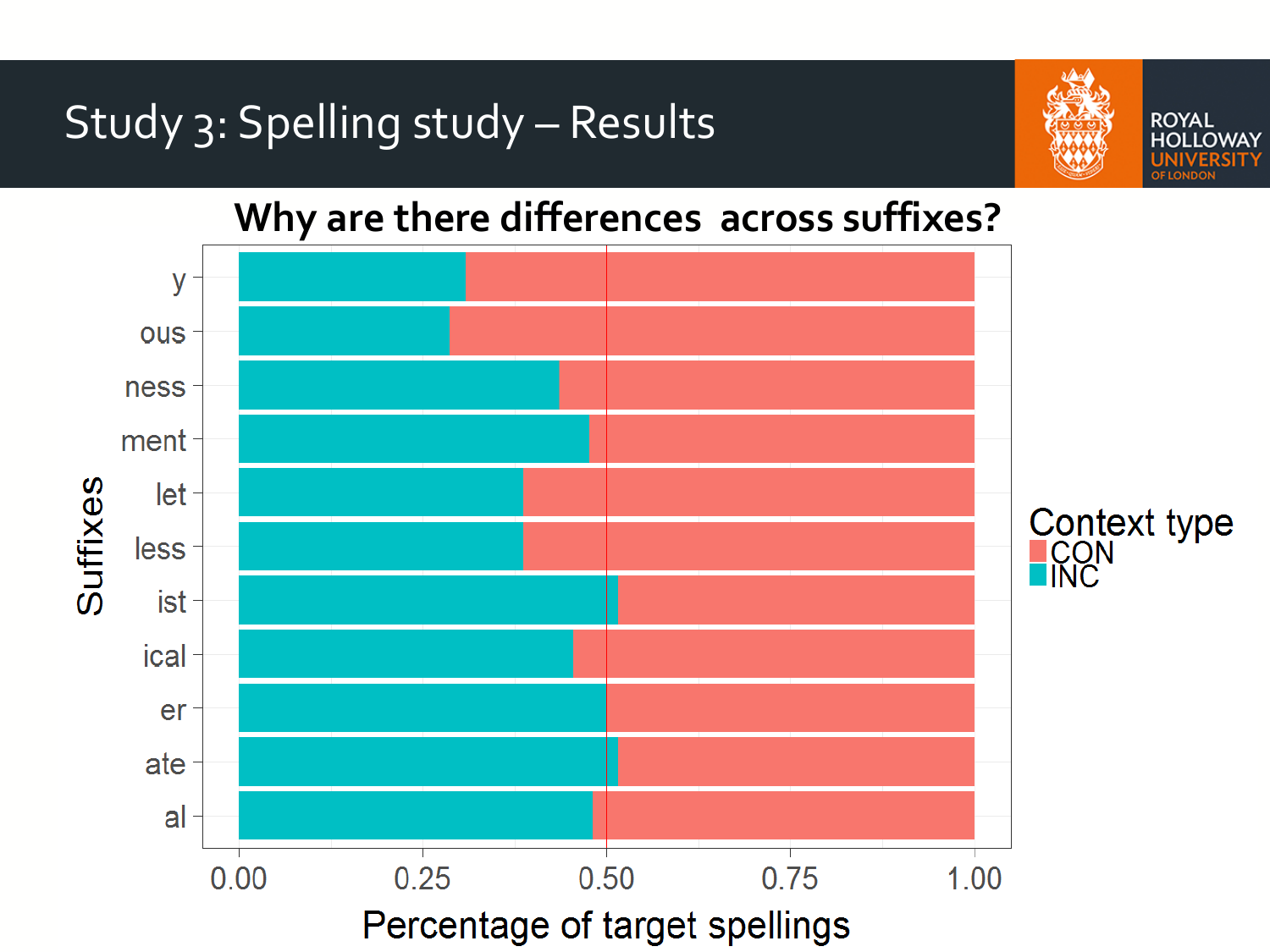# Study 3: Spelling study – Results

## Why are there differences across suffixes?

Suffixes: y, ous, ness, ment, let, less, ist, ical, er, ate, al

Context type: CON, INC

Percentage of target spellings: 0.00, 0.25, 0.50, 0.75, 1.00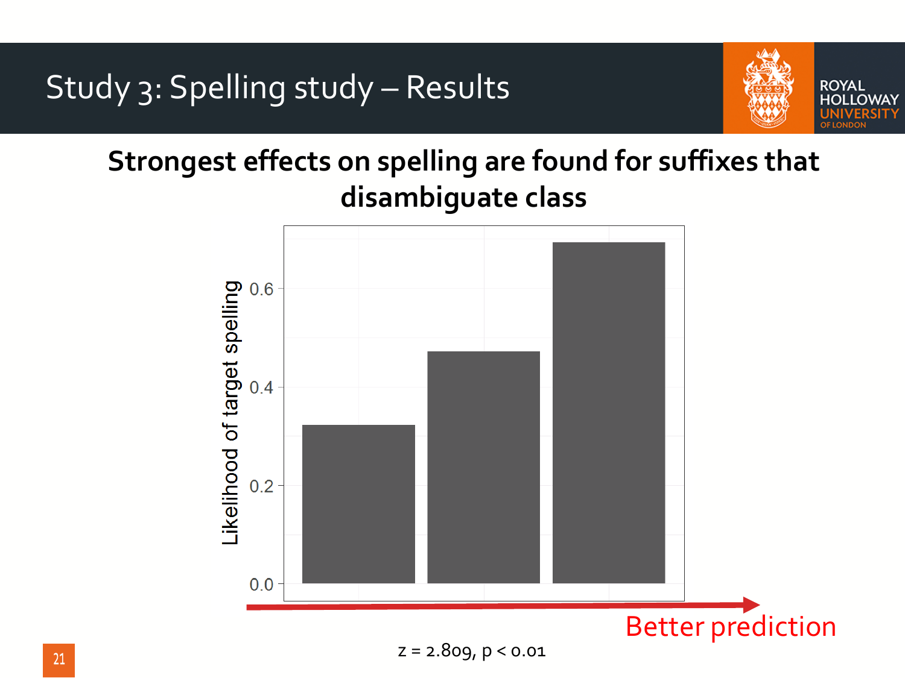# Study 3: Spelling study – Results

**Strongest effects on spelling are found for suffixes that disambiguate class**

Likelihood of target spelling

0.0
0.2
0.4
0.6

Better prediction

$z = 2.809$, $p < 0.01$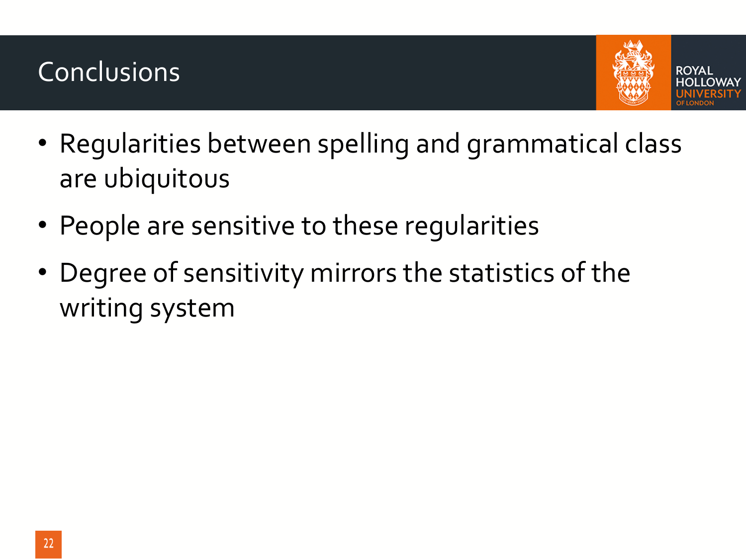# Conclusions

- Regularities between spelling and grammatical class are ubiquitous
- People are sensitive to these regularities
- Degree of sensitivity mirrors the statistics of the writing system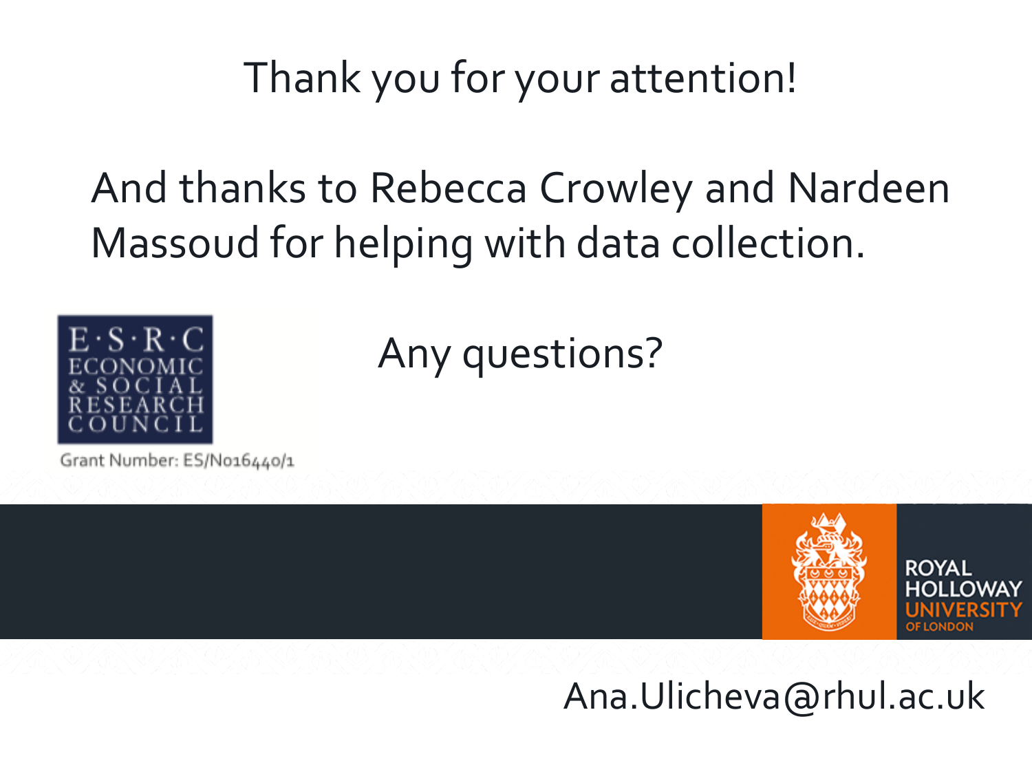Thank you for your attention!

And thanks to Rebecca Crowley and Nardeen Massoud for helping with data collection.

E·S·R·C
ECONOMIC
& SOCIAL
RESEARCH
COUNCIL

Grant Number: ES/N016440/1

Any questions?

ROYAL HOLLOWAY UNIVERSITY OF LONDON

Ana.Ulicheva@rhul.ac.uk